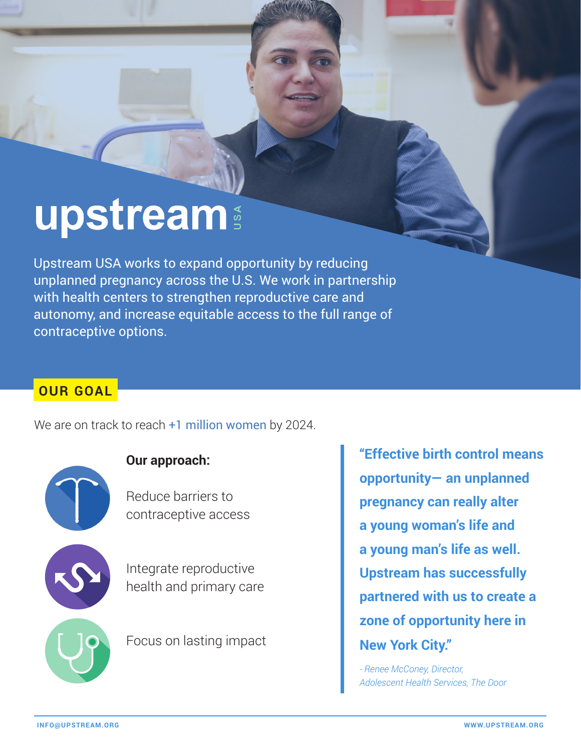# upstream USA

Upstream USA works to expand opportunity by reducing unplanned pregnancy across the U.S. We work in partnership with health centers to strengthen reproductive care and autonomy, and increase equitable access to the full range of contraceptive options.

## OUR GOAL

We are on track to reach +1 million women by 2024.

**Our approach:**

- Reduce barriers to contraceptive access
- Integrate reproductive health and primary care
- Focus on lasting impact

> **"Effective birth control means opportunity— an unplanned pregnancy can really alter a young woman's life and a young man's life as well. Upstream has successfully partnered with us to create a zone of opportunity here in New York City."**
>
> *- Renee McConey, Director, Adolescent Health Services, The Door*

INFO@UPSTREAM.ORG

WWW.UPSTREAM.ORG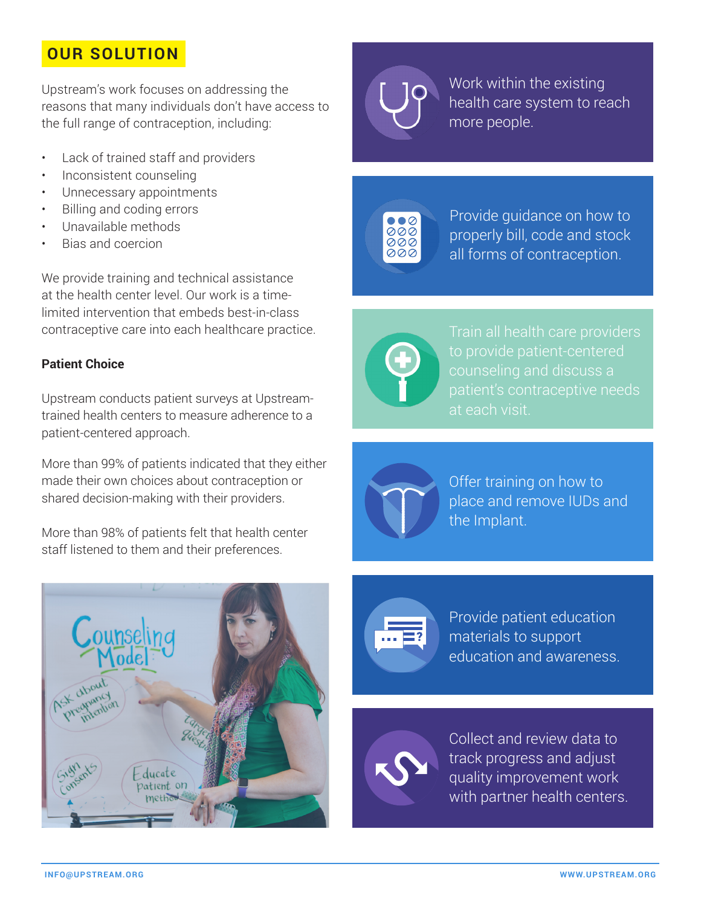## OUR SOLUTION

Upstream's work focuses on addressing the reasons that many individuals don't have access to the full range of contraception, including:

- Lack of trained staff and providers
- Inconsistent counseling
- Unnecessary appointments
- Billing and coding errors
- Unavailable methods
- Bias and coercion

We provide training and technical assistance at the health center level. Our work is a time-limited intervention that embeds best-in-class contraceptive care into each healthcare practice.

**Patient Choice**

Upstream conducts patient surveys at Upstream-trained health centers to measure adherence to a patient-centered approach.

More than 99% of patients indicated that they either made their own choices about contraception or shared decision-making with their providers.

More than 98% of patients felt that health center staff listened to them and their preferences.

Work within the existing health care system to reach more people.

Provide guidance on how to properly bill, code and stock all forms of contraception.

Train all health care providers to provide patient-centered counseling and discuss a patient's contraceptive needs at each visit.

Offer training on how to place and remove IUDs and the Implant.

Provide patient education materials to support education and awareness.

Collect and review data to track progress and adjust quality improvement work with partner health centers.

INFO@UPSTREAM.ORG

WWW.UPSTREAM.ORG